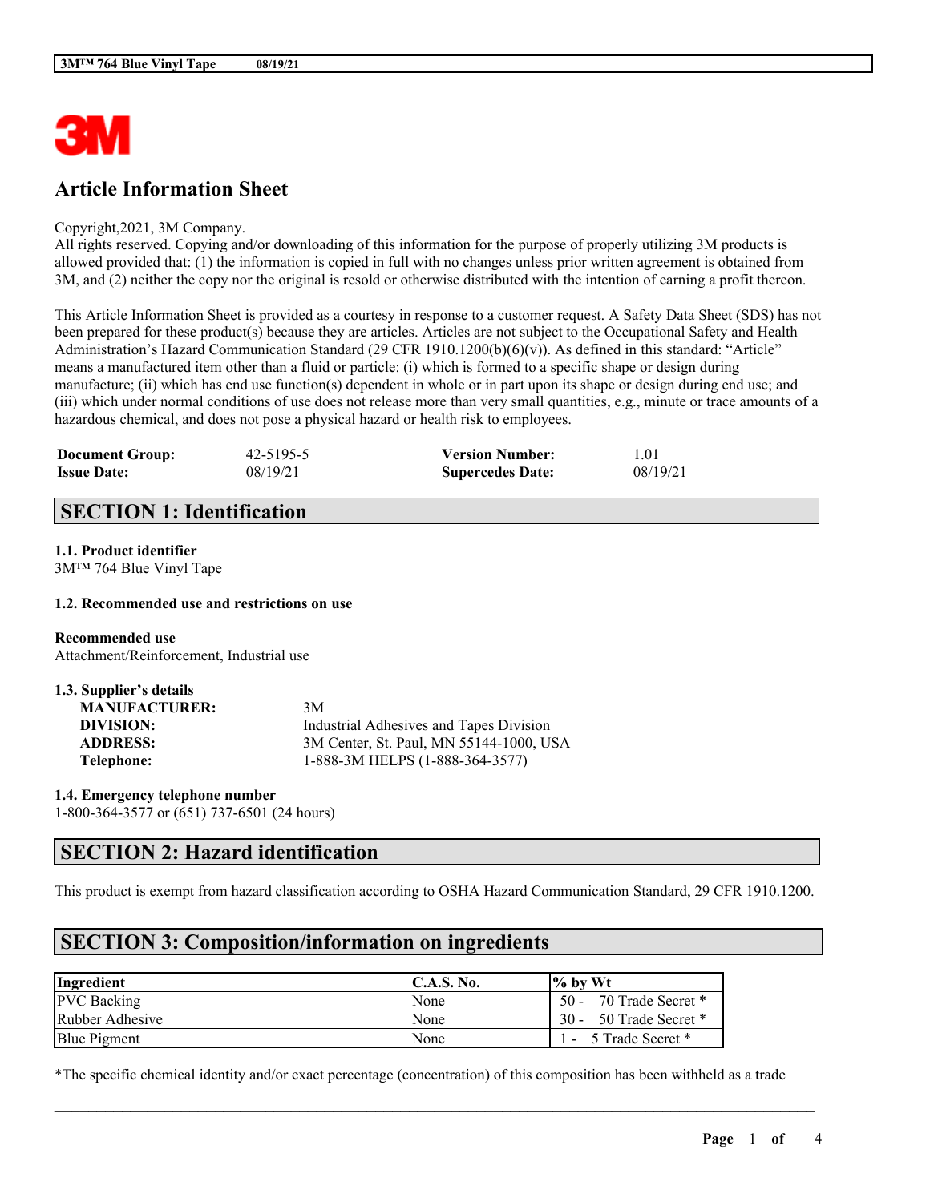# Article Information Sheet

Copyright,2021, 3M Company.
All rights reserved. Copying and/or downloading of this information for the purpose of properly utilizing 3M products is allowed provided that: (1) the information is copied in full with no changes unless prior written agreement is obtained from 3M, and (2) neither the copy nor the original is resold or otherwise distributed with the intention of earning a profit thereon.

This Article Information Sheet is provided as a courtesy in response to a customer request. A Safety Data Sheet (SDS) has not been prepared for these product(s) because they are articles. Articles are not subject to the Occupational Safety and Health Administration's Hazard Communication Standard (29 CFR 1910.1200(b)(6)(v)). As defined in this standard: "Article" means a manufactured item other than a fluid or particle: (i) which is formed to a specific shape or design during manufacture; (ii) which has end use function(s) dependent in whole or in part upon its shape or design during end use; and (iii) which under normal conditions of use does not release more than very small quantities, e.g., minute or trace amounts of a hazardous chemical, and does not pose a physical hazard or health risk to employees.

| | | | |
|---|---|---|---|
| **Document Group:** | 42-5195-5 | **Version Number:** | 1.01 |
| **Issue Date:** | 08/19/21 | **Supercedes Date:** | 08/19/21 |

## SECTION 1: Identification

### 1.1. Product identifier
3M™ 764 Blue Vinyl Tape

### 1.2. Recommended use and restrictions on use

**Recommended use**
Attachment/Reinforcement, Industrial use

### 1.3. Supplier's details
**MANUFACTURER:** 3M
**DIVISION:** Industrial Adhesives and Tapes Division
**ADDRESS:** 3M Center, St. Paul, MN 55144-1000, USA
**Telephone:** 1-888-3M HELPS (1-888-364-3577)

### 1.4. Emergency telephone number
1-800-364-3577 or (651) 737-6501 (24 hours)

## SECTION 2: Hazard identification

This product is exempt from hazard classification according to OSHA Hazard Communication Standard, 29 CFR 1910.1200.

## SECTION 3: Composition/information on ingredients

| Ingredient | C.A.S. No. | % by Wt |
|---|---|---|
| PVC Backing | None | 50 - 70 Trade Secret * |
| Rubber Adhesive | None | 30 - 50 Trade Secret * |
| Blue Pigment | None | 1 - 5 Trade Secret * |

*The specific chemical identity and/or exact percentage (concentration) of this composition has been withheld as a trade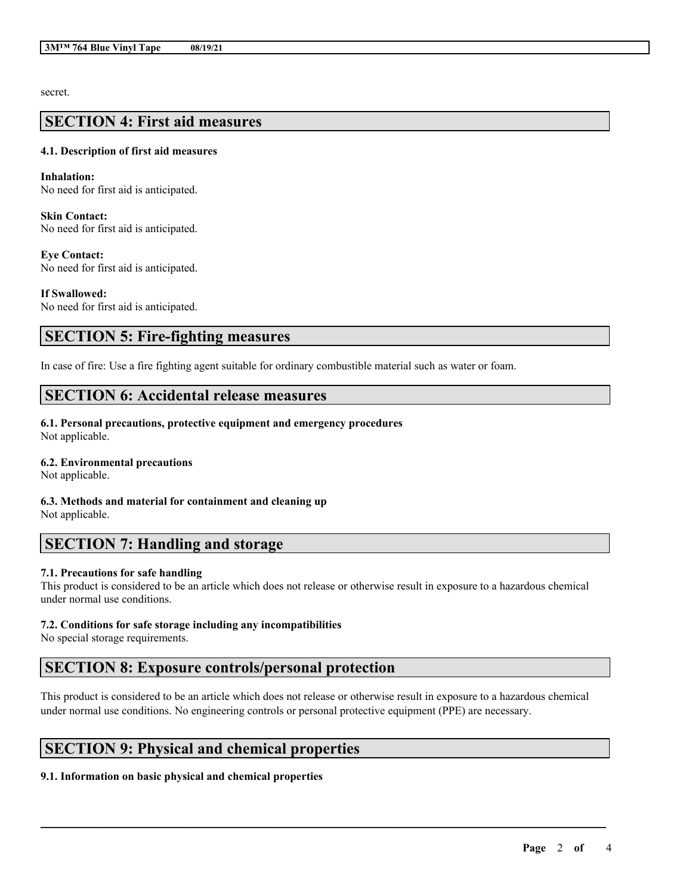secret.

## SECTION 4: First aid measures

### 4.1. Description of first aid measures

**Inhalation:**
No need for first aid is anticipated.

**Skin Contact:**
No need for first aid is anticipated.

**Eye Contact:**
No need for first aid is anticipated.

**If Swallowed:**
No need for first aid is anticipated.

## SECTION 5: Fire-fighting measures

In case of fire: Use a fire fighting agent suitable for ordinary combustible material such as water or foam.

## SECTION 6: Accidental release measures

### 6.1. Personal precautions, protective equipment and emergency procedures
Not applicable.

### 6.2. Environmental precautions
Not applicable.

### 6.3. Methods and material for containment and cleaning up
Not applicable.

## SECTION 7: Handling and storage

### 7.1. Precautions for safe handling
This product is considered to be an article which does not release or otherwise result in exposure to a hazardous chemical under normal use conditions.

### 7.2. Conditions for safe storage including any incompatibilities
No special storage requirements.

## SECTION 8: Exposure controls/personal protection

This product is considered to be an article which does not release or otherwise result in exposure to a hazardous chemical under normal use conditions. No engineering controls or personal protective equipment (PPE) are necessary.

## SECTION 9: Physical and chemical properties

### 9.1. Information on basic physical and chemical properties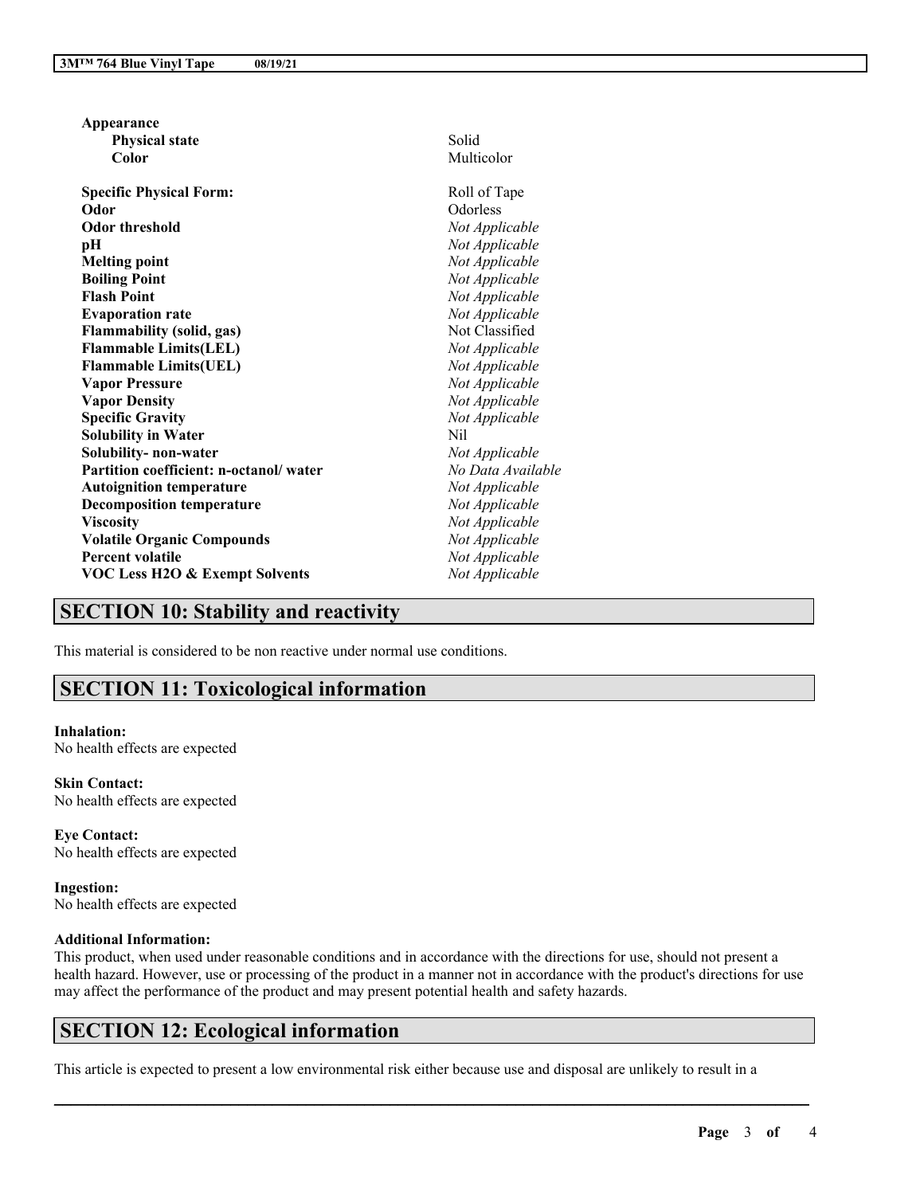| Property | Value |
| --- | --- |
| **Appearance** | |
| **Physical state** | Solid |
| **Color** | Multicolor |
| **Specific Physical Form:** | Roll of Tape |
| **Odor** | Odorless |
| **Odor threshold** | *Not Applicable* |
| **pH** | *Not Applicable* |
| **Melting point** | *Not Applicable* |
| **Boiling Point** | *Not Applicable* |
| **Flash Point** | *Not Applicable* |
| **Evaporation rate** | *Not Applicable* |
| **Flammability (solid, gas)** | Not Classified |
| **Flammable Limits(LEL)** | *Not Applicable* |
| **Flammable Limits(UEL)** | *Not Applicable* |
| **Vapor Pressure** | *Not Applicable* |
| **Vapor Density** | *Not Applicable* |
| **Specific Gravity** | *Not Applicable* |
| **Solubility in Water** | Nil |
| **Solubility- non-water** | *Not Applicable* |
| **Partition coefficient: n-octanol/ water** | *No Data Available* |
| **Autoignition temperature** | *Not Applicable* |
| **Decomposition temperature** | *Not Applicable* |
| **Viscosity** | *Not Applicable* |
| **Volatile Organic Compounds** | *Not Applicable* |
| **Percent volatile** | *Not Applicable* |
| **VOC Less H2O & Exempt Solvents** | *Not Applicable* |

## SECTION 10: Stability and reactivity

This material is considered to be non reactive under normal use conditions.

## SECTION 11: Toxicological information

**Inhalation:**
No health effects are expected

**Skin Contact:**
No health effects are expected

**Eye Contact:**
No health effects are expected

**Ingestion:**
No health effects are expected

**Additional Information:**
This product, when used under reasonable conditions and in accordance with the directions for use, should not present a health hazard. However, use or processing of the product in a manner not in accordance with the product's directions for use may affect the performance of the product and may present potential health and safety hazards.

## SECTION 12: Ecological information

This article is expected to present a low environmental risk either because use and disposal are unlikely to result in a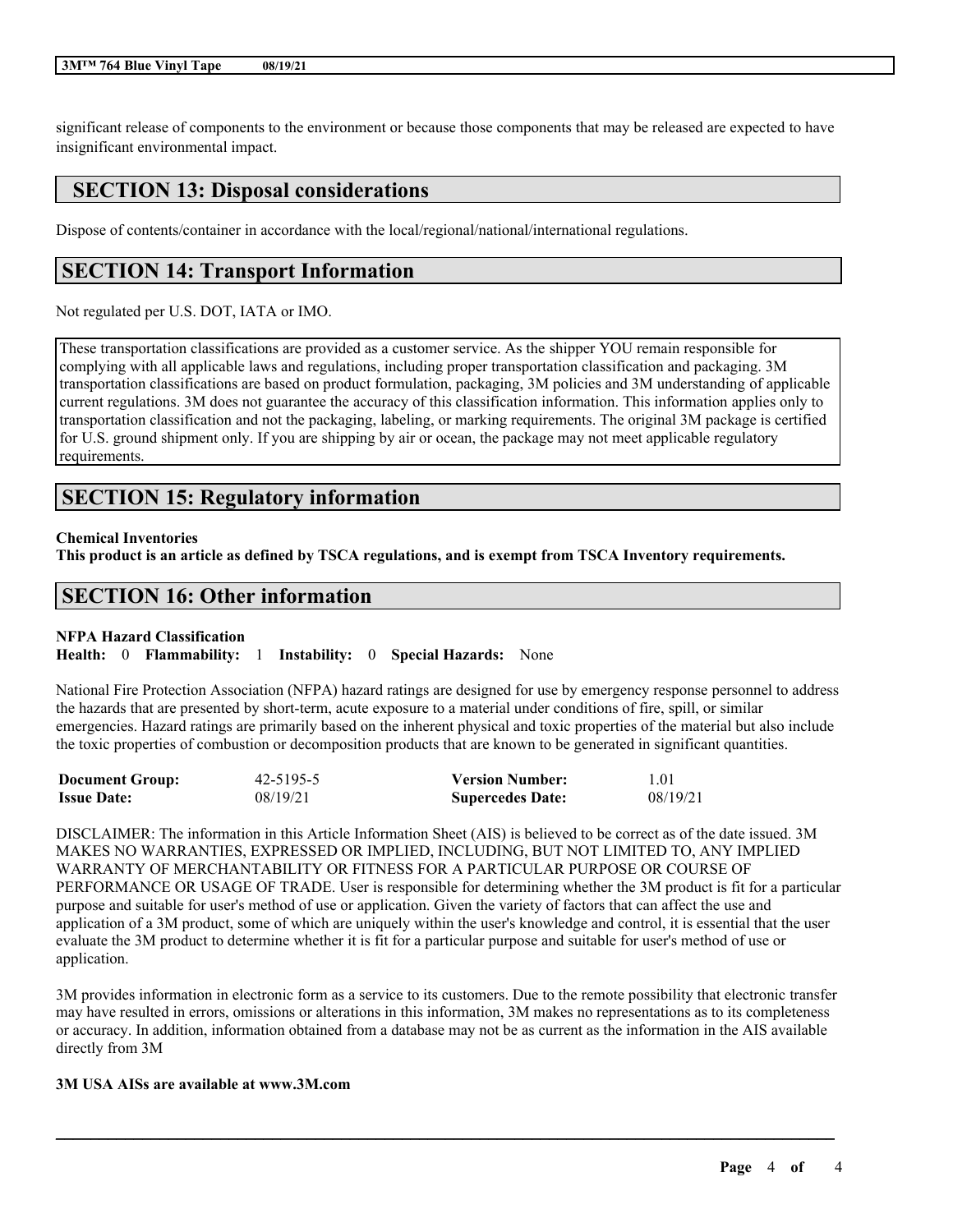significant release of components to the environment or because those components that may be released are expected to have insignificant environmental impact.

## SECTION 13: Disposal considerations

Dispose of contents/container in accordance with the local/regional/national/international regulations.

## SECTION 14: Transport Information

Not regulated per U.S. DOT, IATA or IMO.

These transportation classifications are provided as a customer service. As the shipper YOU remain responsible for complying with all applicable laws and regulations, including proper transportation classification and packaging. 3M transportation classifications are based on product formulation, packaging, 3M policies and 3M understanding of applicable current regulations. 3M does not guarantee the accuracy of this classification information. This information applies only to transportation classification and not the packaging, labeling, or marking requirements. The original 3M package is certified for U.S. ground shipment only. If you are shipping by air or ocean, the package may not meet applicable regulatory requirements.

## SECTION 15: Regulatory information

**Chemical Inventories**

**This product is an article as defined by TSCA regulations, and is exempt from TSCA Inventory requirements.**

## SECTION 16: Other information

**NFPA Hazard Classification**

**Health:** 0 **Flammability:** 1 **Instability:** 0 **Special Hazards:** None

National Fire Protection Association (NFPA) hazard ratings are designed for use by emergency response personnel to address the hazards that are presented by short-term, acute exposure to a material under conditions of fire, spill, or similar emergencies. Hazard ratings are primarily based on the inherent physical and toxic properties of the material but also include the toxic properties of combustion or decomposition products that are known to be generated in significant quantities.

| | | | |
|---|---|---|---|
| **Document Group:** | 42-5195-5 | **Version Number:** | 1.01 |
| **Issue Date:** | 08/19/21 | **Supercedes Date:** | 08/19/21 |

DISCLAIMER: The information in this Article Information Sheet (AIS) is believed to be correct as of the date issued. 3M MAKES NO WARRANTIES, EXPRESSED OR IMPLIED, INCLUDING, BUT NOT LIMITED TO, ANY IMPLIED WARRANTY OF MERCHANTABILITY OR FITNESS FOR A PARTICULAR PURPOSE OR COURSE OF PERFORMANCE OR USAGE OF TRADE. User is responsible for determining whether the 3M product is fit for a particular purpose and suitable for user's method of use or application. Given the variety of factors that can affect the use and application of a 3M product, some of which are uniquely within the user's knowledge and control, it is essential that the user evaluate the 3M product to determine whether it is fit for a particular purpose and suitable for user's method of use or application.

3M provides information in electronic form as a service to its customers. Due to the remote possibility that electronic transfer may have resulted in errors, omissions or alterations in this information, 3M makes no representations as to its completeness or accuracy. In addition, information obtained from a database may not be as current as the information in the AIS available directly from 3M

**3M USA AISs are available at www.3M.com**